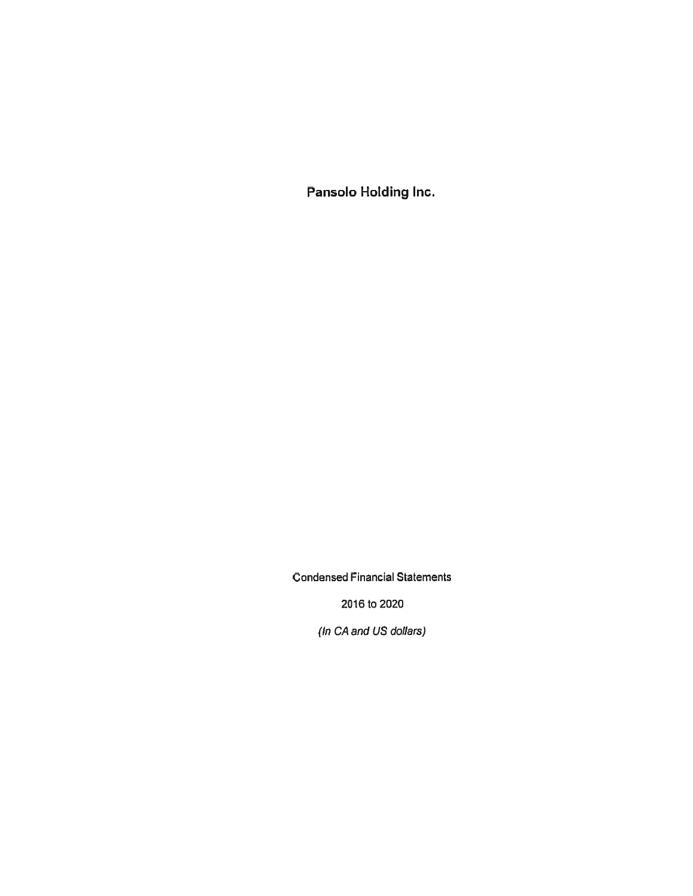# Pansolo Holding Inc.

Condensed Financial Statements

2016 to 2020

*(In CA and US dollars)*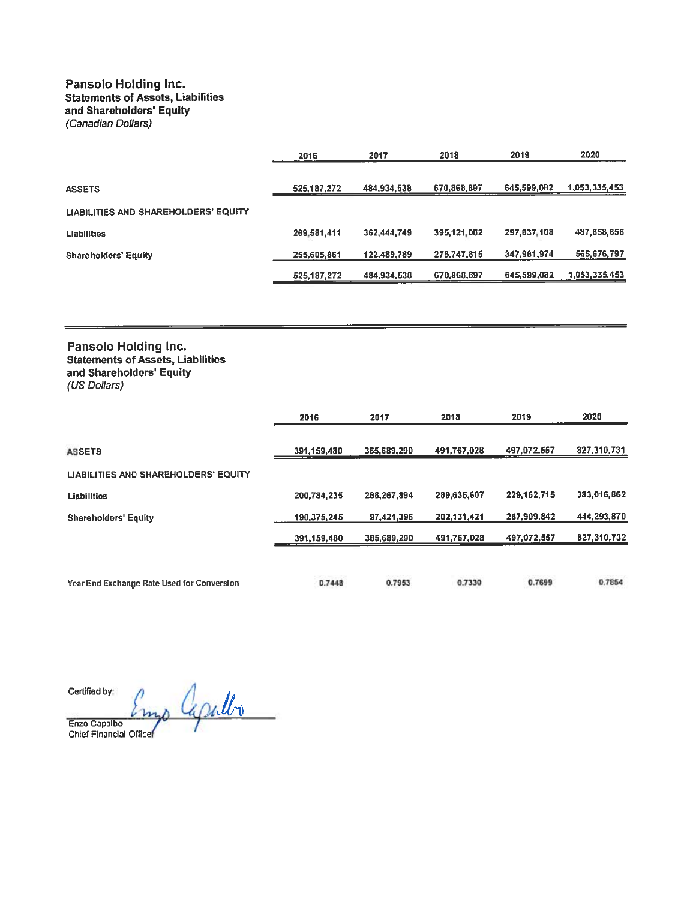## Pansolo Holding Inc.
### Statements of Assets, Liabilities and Shareholders' Equity
*(Canadian Dollars)*

| | 2016 | 2017 | 2018 | 2019 | 2020 |
|---|---|---|---|---|---|
| **ASSETS** | 525,187,272 | 484,934,538 | 670,868,897 | 645,599,082 | 1,053,335,453 |
| **LIABILITIES AND SHAREHOLDERS' EQUITY** | | | | | |
| **Liabilities** | 269,581,411 | 362,444,749 | 395,121,082 | 297,637,108 | 487,658,656 |
| **Shareholders' Equity** | 255,605,861 | 122,489,789 | 275,747,815 | 347,961,974 | 565,676,797 |
| | 525,187,272 | 484,934,538 | 670,868,897 | 645,599,082 | 1,053,335,453 |

## Pansolo Holding Inc.
### Statements of Assets, Liabilities and Shareholders' Equity
*(US Dollars)*

| | 2016 | 2017 | 2018 | 2019 | 2020 |
|---|---|---|---|---|---|
| **ASSETS** | 391,159,480 | 385,689,290 | 491,767,028 | 497,072,557 | 827,310,731 |
| **LIABILITIES AND SHAREHOLDERS' EQUITY** | | | | | |
| **Liabilities** | 200,784,235 | 288,267,894 | 289,635,607 | 229,162,715 | 383,016,862 |
| **Shareholders' Equity** | 190,375,245 | 97,421,396 | 202,131,421 | 267,909,842 | 444,293,870 |
| | 391,159,480 | 385,689,290 | 491,767,028 | 497,072,557 | 827,310,732 |
| **Year End Exchange Rate Used for Conversion** | 0.7448 | 0.7953 | 0.7330 | 0.7699 | 0.7854 |

Certified by:

Enzo Capalbo
Chief Financial Officer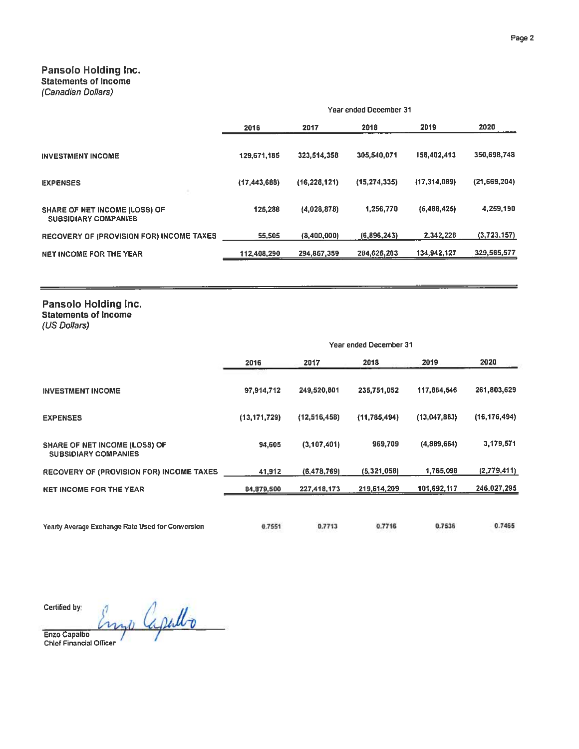## Pansolo Holding Inc.
**Statements of Income**
*(Canadian Dollars)*

| | Year ended December 31 | | | | |
|---|---|---|---|---|---|
| | 2016 | 2017 | 2018 | 2019 | 2020 |
| INVESTMENT INCOME | 129,671,185 | 323,514,358 | 305,540,071 | 156,402,413 | 350,698,748 |
| EXPENSES | (17,443,688) | (16,228,121) | (15,274,335) | (17,314,089) | (21,669,204) |
| SHARE OF NET INCOME (LOSS) OF SUBSIDIARY COMPANIES | 125,288 | (4,028,878) | 1,256,770 | (6,488,425) | 4,259,190 |
| RECOVERY OF (PROVISION FOR) INCOME TAXES | 55,505 | (8,400,000) | (6,896,243) | 2,342,228 | (3,723,157) |
| NET INCOME FOR THE YEAR | 112,408,290 | 294,857,359 | 284,626,263 | 134,942,127 | 329,565,577 |

## Pansolo Holding Inc.
**Statements of Income**
*(US Dollars)*

| | Year ended December 31 | | | | |
|---|---|---|---|---|---|
| | 2016 | 2017 | 2018 | 2019 | 2020 |
| INVESTMENT INCOME | 97,914,712 | 249,520,801 | 235,751,052 | 117,864,546 | 261,803,629 |
| EXPENSES | (13,171,729) | (12,516,458) | (11,785,494) | (13,047,863) | (16,176,494) |
| SHARE OF NET INCOME (LOSS) OF SUBSIDIARY COMPANIES | 94,605 | (3,107,401) | 969,709 | (4,889,664) | 3,179,571 |
| RECOVERY OF (PROVISION FOR) INCOME TAXES | 41,912 | (6,478,769) | (5,321,058) | 1,765,098 | (2,779,411) |
| NET INCOME FOR THE YEAR | 84,879,500 | 227,418,173 | 219,614,209 | 101,692,117 | 246,027,295 |
| Yearly Average Exchange Rate Used for Conversion | 0.7551 | 0.7713 | 0.7716 | 0.7536 | 0.7465 |

Certified by: *Enzo Capalbo*

Enzo Capalbo
Chief Financial Officer